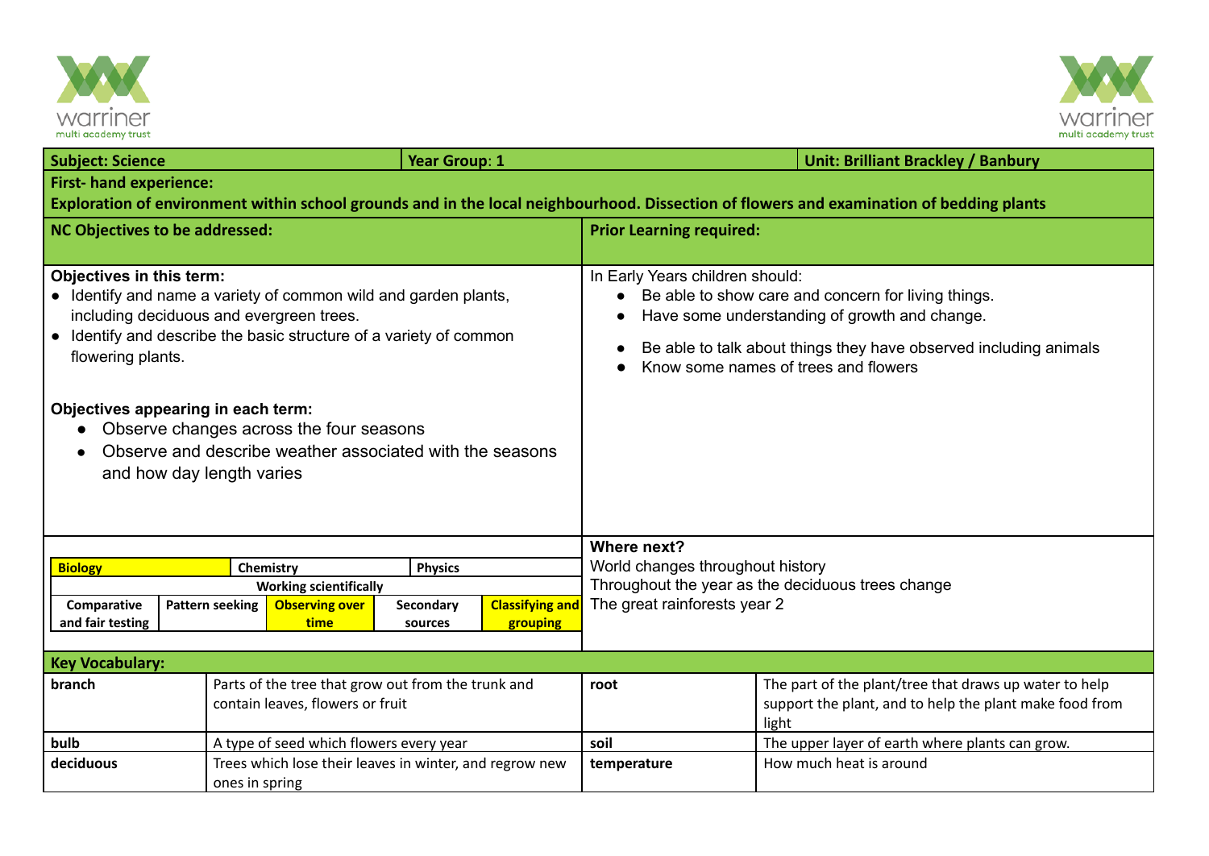| Subject: Science | Year Group: 1 | Unit: Brilliant Brackley / Banbury |
|---|---|---|

**First- hand experience:**
**Exploration of environment within school grounds and in the local neighbourhood. Dissection of flowers and examination of bedding plants**

## NC Objectives to be addressed:

**Objectives in this term:**
- Identify and name a variety of common wild and garden plants, including deciduous and evergreen trees.
- Identify and describe the basic structure of a variety of common flowering plants.

**Objectives appearing in each term:**
- Observe changes across the four seasons
- Observe and describe weather associated with the seasons and how day length varies

## Prior Learning required:

In Early Years children should:
- Be able to show care and concern for living things.
- Have some understanding of growth and change.
- Be able to talk about things they have observed including animals
- Know some names of trees and flowers

| Biology | Chemistry | Physics | | |
|---|---|---|---|---|
| **Working scientifically** | | | | |
| Comparative and fair testing | Pattern seeking | Observing over time | Secondary sources | Classifying and grouping |

## Where next?

World changes throughout history
Throughout the year as the deciduous trees change
The great rainforests year 2

## Key Vocabulary:

| | | | |
|---|---|---|---|
| **branch** | Parts of the tree that grow out from the trunk and contain leaves, flowers or fruit | **root** | The part of the plant/tree that draws up water to help support the plant, and to help the plant make food from light |
| **bulb** | A type of seed which flowers every year | **soil** | The upper layer of earth where plants can grow. |
| **deciduous** | Trees which lose their leaves in winter, and regrow new ones in spring | **temperature** | How much heat is around |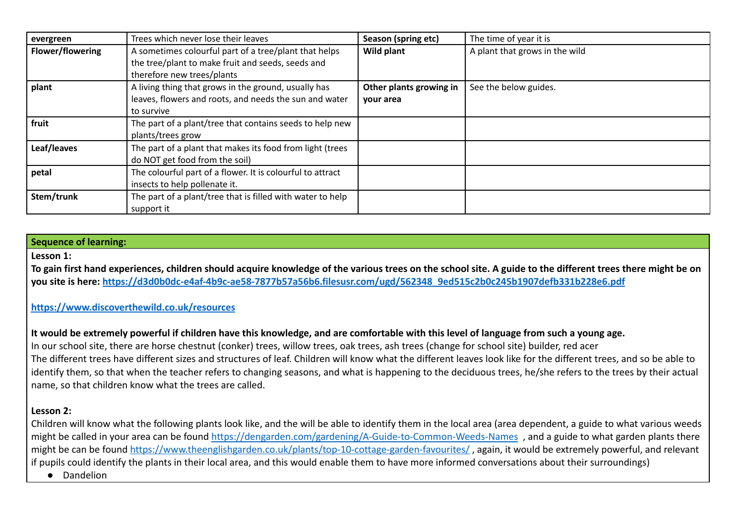| evergreen | Trees which never lose their leaves | Season (spring etc) | The time of year it is |
|---|---|---|---|
| Flower/flowering | A sometimes colourful part of a tree/plant that helps the tree/plant to make fruit and seeds, seeds and therefore new trees/plants | Wild plant | A plant that grows in the wild |
| plant | A living thing that grows in the ground, usually has leaves, flowers and roots, and needs the sun and water to survive | Other plants growing in your area | See the below guides. |
| fruit | The part of a plant/tree that contains seeds to help new plants/trees grow | | |
| Leaf/leaves | The part of a plant that makes its food from light (trees do NOT get food from the soil) | | |
| petal | The colourful part of a flower. It is colourful to attract insects to help pollenate it. | | |
| Stem/trunk | The part of a plant/tree that is filled with water to help support it | | |

**Sequence of learning:**

**Lesson 1:**

**To gain first hand experiences, children should acquire knowledge of the various trees on the school site. A guide to the different trees there might be on you site is here: https://d3d0b0dc-e4af-4b9c-ae58-7877b57a56b6.filesusr.com/ugd/562348_9ed515c2b0c245b1907defb331b228e6.pdf**

**https://www.discoverthewild.co.uk/resources**

**It would be extremely powerful if children have this knowledge, and are comfortable with this level of language from such a young age.**

In our school site, there are horse chestnut (conker) trees, willow trees, oak trees, ash trees (change for school site) builder, red acer

The different trees have different sizes and structures of leaf. Children will know what the different leaves look like for the different trees, and so be able to identify them, so that when the teacher refers to changing seasons, and what is happening to the deciduous trees, he/she refers to the trees by their actual name, so that children know what the trees are called.

**Lesson 2:**

Children will know what the following plants look like, and the will be able to identify them in the local area (area dependent, a guide to what various weeds might be called in your area can be found https://dengarden.com/gardening/A-Guide-to-Common-Weeds-Names , and a guide to what garden plants there might be can be found https://www.theenglishgarden.co.uk/plants/top-10-cottage-garden-favourites/ , again, it would be extremely powerful, and relevant if pupils could identify the plants in their local area, and this would enable them to have more informed conversations about their surroundings)

- Dandelion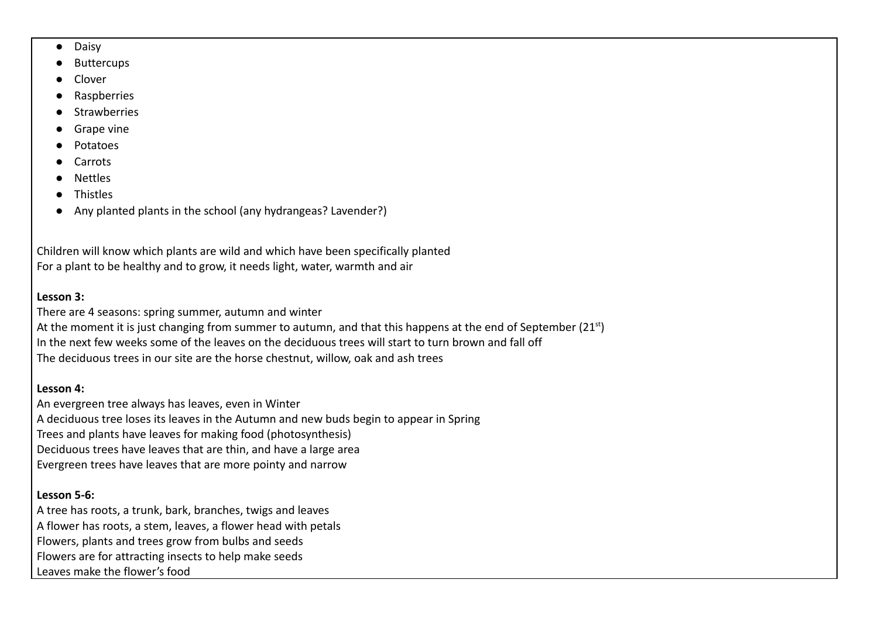- Daisy
- Buttercups
- Clover
- Raspberries
- Strawberries
- Grape vine
- Potatoes
- Carrots
- Nettles
- Thistles
- Any planted plants in the school (any hydrangeas? Lavender?)

Children will know which plants are wild and which have been specifically planted
For a plant to be healthy and to grow, it needs light, water, warmth and air

**Lesson 3:**
There are 4 seasons: spring summer, autumn and winter
At the moment it is just changing from summer to autumn, and that this happens at the end of September (21st)
In the next few weeks some of the leaves on the deciduous trees will start to turn brown and fall off
The deciduous trees in our site are the horse chestnut, willow, oak and ash trees

**Lesson 4:**
An evergreen tree always has leaves, even in Winter
A deciduous tree loses its leaves in the Autumn and new buds begin to appear in Spring
Trees and plants have leaves for making food (photosynthesis)
Deciduous trees have leaves that are thin, and have a large area
Evergreen trees have leaves that are more pointy and narrow

**Lesson 5-6:**
A tree has roots, a trunk, bark, branches, twigs and leaves
A flower has roots, a stem, leaves, a flower head with petals
Flowers, plants and trees grow from bulbs and seeds
Flowers are for attracting insects to help make seeds
Leaves make the flower's food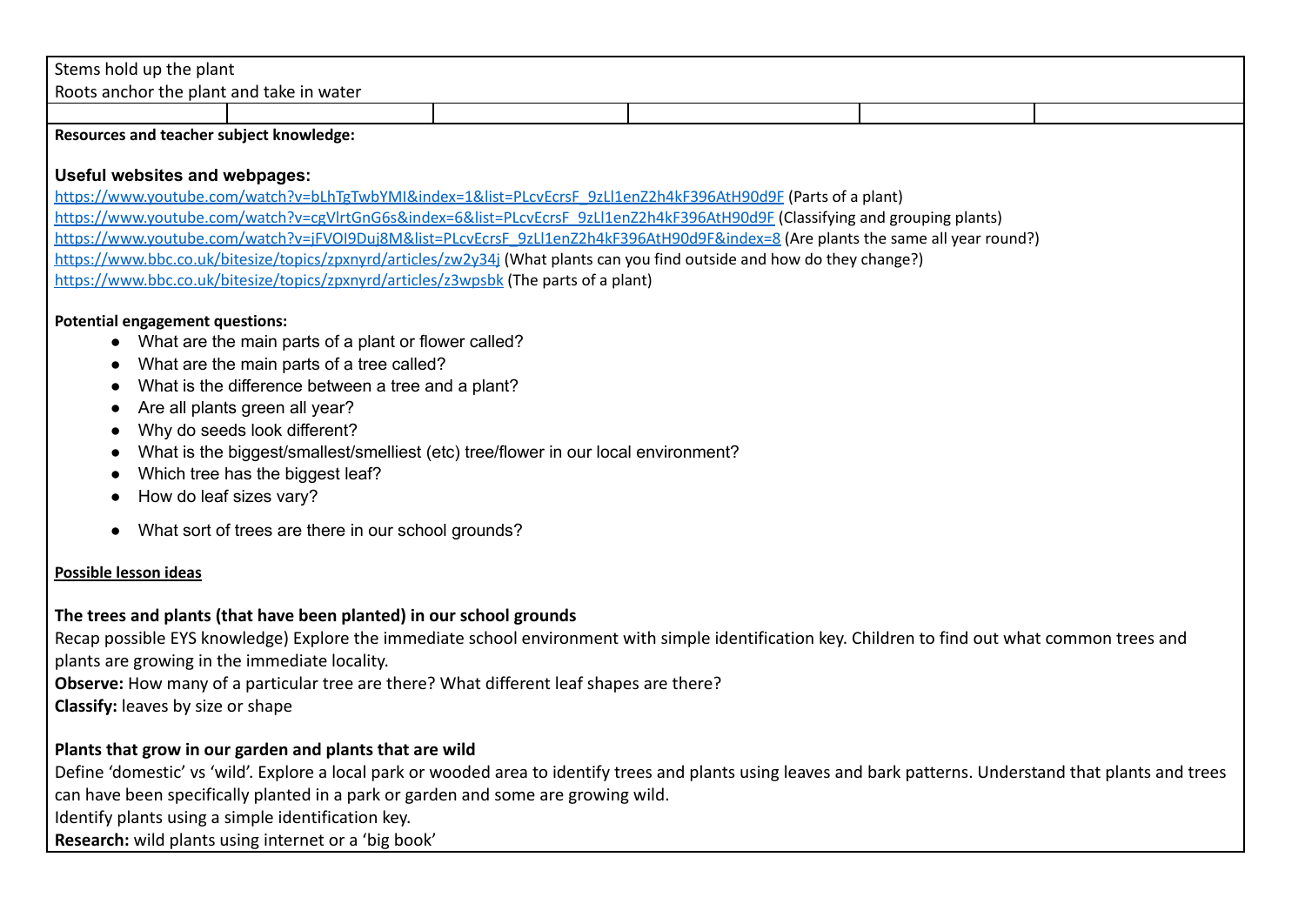Stems hold up the plant
Roots anchor the plant and take in water

**Resources and teacher subject knowledge:**

### Useful websites and webpages:

https://www.youtube.com/watch?v=bLhTgTwbYMI&index=1&list=PLcvEcrsF_9zLl1enZ2h4kF396AtH90d9F (Parts of a plant)
https://www.youtube.com/watch?v=cgVlrtGnG6s&index=6&list=PLcvEcrsF_9zLl1enZ2h4kF396AtH90d9F (Classifying and grouping plants)
https://www.youtube.com/watch?v=jFVOI9Duj8M&list=PLcvEcrsF_9zLl1enZ2h4kF396AtH90d9F&index=8 (Are plants the same all year round?)
https://www.bbc.co.uk/bitesize/topics/zpxnyrd/articles/zw2y34j (What plants can you find outside and how do they change?)
https://www.bbc.co.uk/bitesize/topics/zpxnyrd/articles/z3wpsbk (The parts of a plant)

**Potential engagement questions:**

- What are the main parts of a plant or flower called?
- What are the main parts of a tree called?
- What is the difference between a tree and a plant?
- Are all plants green all year?
- Why do seeds look different?
- What is the biggest/smallest/smelliest (etc) tree/flower in our local environment?
- Which tree has the biggest leaf?
- How do leaf sizes vary?
- What sort of trees are there in our school grounds?

**Possible lesson ideas**

**The trees and plants (that have been planted) in our school grounds**

Recap possible EYS knowledge) Explore the immediate school environment with simple identification key. Children to find out what common trees and plants are growing in the immediate locality.
**Observe:** How many of a particular tree are there? What different leaf shapes are there?
**Classify:** leaves by size or shape

**Plants that grow in our garden and plants that are wild**

Define 'domestic' vs 'wild'. Explore a local park or wooded area to identify trees and plants using leaves and bark patterns. Understand that plants and trees can have been specifically planted in a park or garden and some are growing wild.
Identify plants using a simple identification key.
**Research:** wild plants using internet or a 'big book'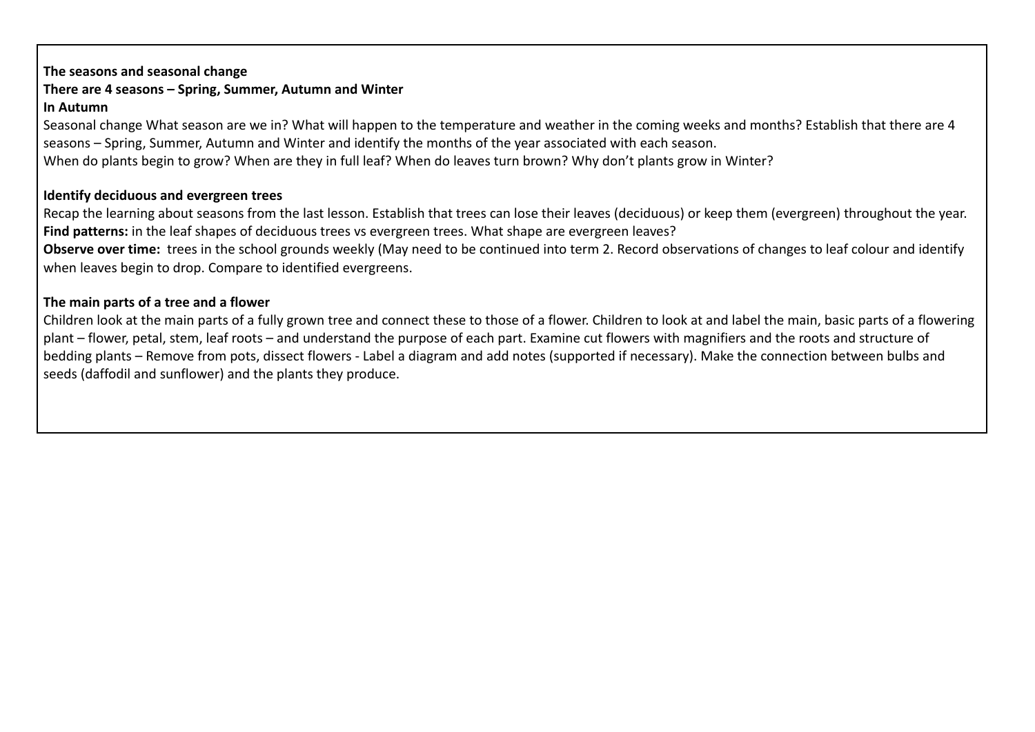**The seasons and seasonal change**
**There are 4 seasons – Spring, Summer, Autumn and Winter**
**In Autumn**

Seasonal change What season are we in? What will happen to the temperature and weather in the coming weeks and months? Establish that there are 4 seasons – Spring, Summer, Autumn and Winter and identify the months of the year associated with each season.
When do plants begin to grow? When are they in full leaf? When do leaves turn brown? Why don't plants grow in Winter?

**Identify deciduous and evergreen trees**

Recap the learning about seasons from the last lesson. Establish that trees can lose their leaves (deciduous) or keep them (evergreen) throughout the year.
**Find patterns:** in the leaf shapes of deciduous trees vs evergreen trees. What shape are evergreen leaves?
**Observe over time:** trees in the school grounds weekly (May need to be continued into term 2. Record observations of changes to leaf colour and identify when leaves begin to drop. Compare to identified evergreens.

**The main parts of a tree and a flower**

Children look at the main parts of a fully grown tree and connect these to those of a flower. Children to look at and label the main, basic parts of a flowering plant – flower, petal, stem, leaf roots – and understand the purpose of each part. Examine cut flowers with magnifiers and the roots and structure of bedding plants – Remove from pots, dissect flowers - Label a diagram and add notes (supported if necessary). Make the connection between bulbs and seeds (daffodil and sunflower) and the plants they produce.